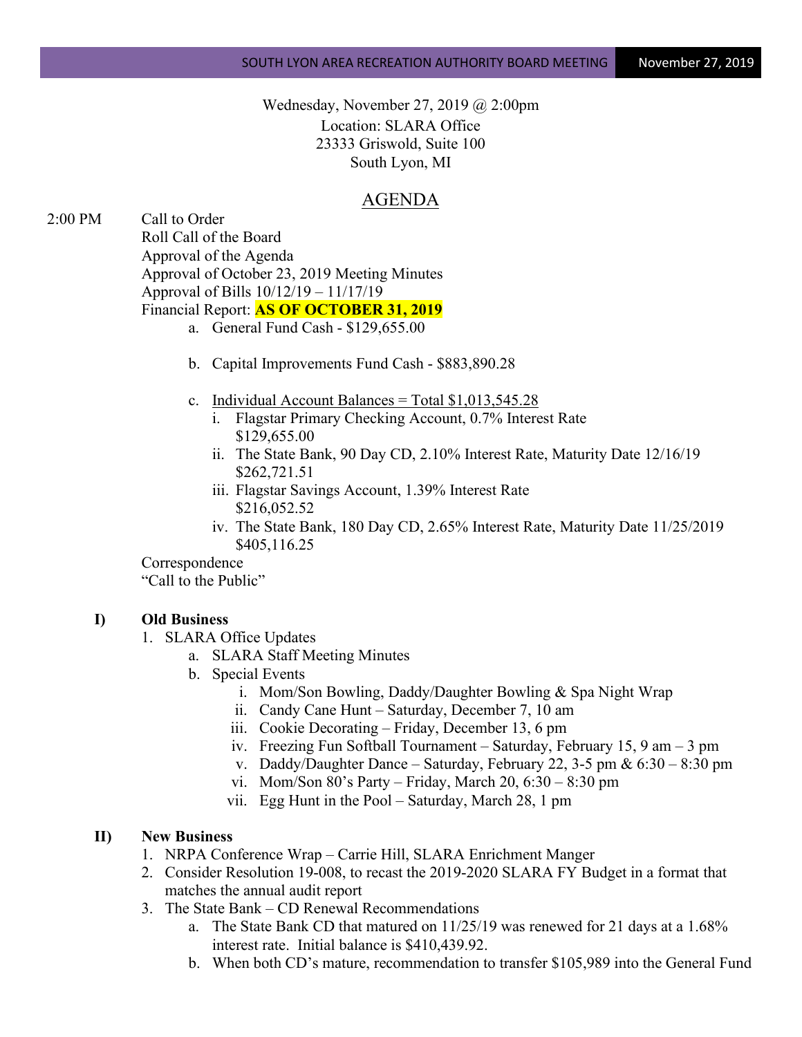Wednesday, November 27, 2019 @ 2:00pm
Location: SLARA Office
23333 Griswold, Suite 100
South Lyon, MI

# AGENDA

2:00 PM Call to Order
Roll Call of the Board
Approval of the Agenda
Approval of October 23, 2019 Meeting Minutes
Approval of Bills 10/12/19 – 11/17/19
Financial Report: **AS OF OCTOBER 31, 2019**

a. General Fund Cash - $129,655.00

b. Capital Improvements Fund Cash - $883,890.28

c. Individual Account Balances = Total $1,013,545.28
   - i. Flagstar Primary Checking Account, 0.7% Interest Rate
     $129,655.00
   - ii. The State Bank, 90 Day CD, 2.10% Interest Rate, Maturity Date 12/16/19
     $262,721.51
   - iii. Flagstar Savings Account, 1.39% Interest Rate
     $216,052.52
   - iv. The State Bank, 180 Day CD, 2.65% Interest Rate, Maturity Date 11/25/2019
     $405,116.25

Correspondence
"Call to the Public"

## I) Old Business

1. SLARA Office Updates
   - a. SLARA Staff Meeting Minutes
   - b. Special Events
     - i. Mom/Son Bowling, Daddy/Daughter Bowling & Spa Night Wrap
     - ii. Candy Cane Hunt – Saturday, December 7, 10 am
     - iii. Cookie Decorating – Friday, December 13, 6 pm
     - iv. Freezing Fun Softball Tournament – Saturday, February 15, 9 am – 3 pm
     - v. Daddy/Daughter Dance – Saturday, February 22, 3-5 pm & 6:30 – 8:30 pm
     - vi. Mom/Son 80's Party – Friday, March 20, 6:30 – 8:30 pm
     - vii. Egg Hunt in the Pool – Saturday, March 28, 1 pm

## II) New Business

1. NRPA Conference Wrap – Carrie Hill, SLARA Enrichment Manger
2. Consider Resolution 19-008, to recast the 2019-2020 SLARA FY Budget in a format that matches the annual audit report
3. The State Bank – CD Renewal Recommendations
   - a. The State Bank CD that matured on 11/25/19 was renewed for 21 days at a 1.68% interest rate. Initial balance is $410,439.92.
   - b. When both CD's mature, recommendation to transfer $105,989 into the General Fund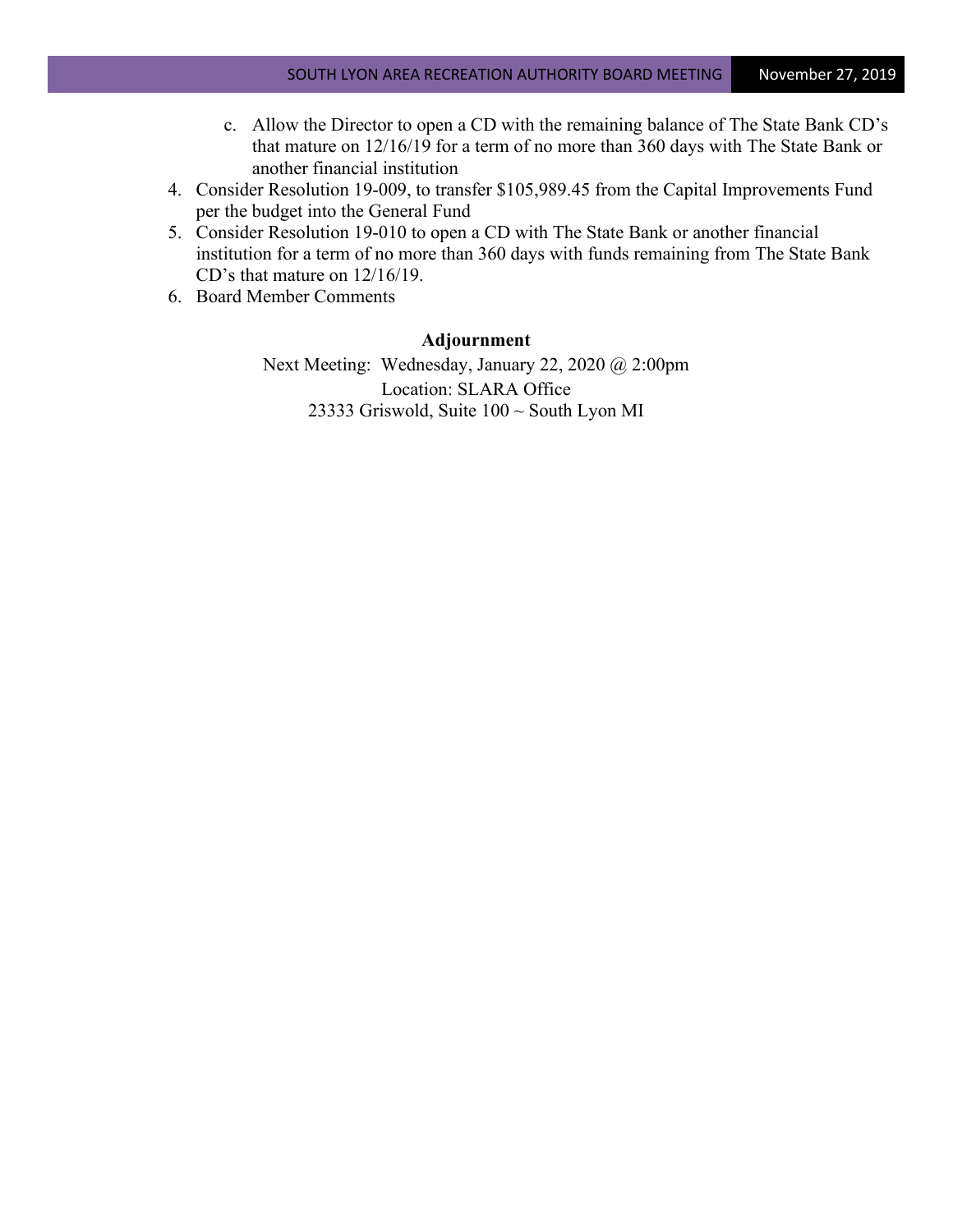c. Allow the Director to open a CD with the remaining balance of The State Bank CD's that mature on 12/16/19 for a term of no more than 360 days with The State Bank or another financial institution

4. Consider Resolution 19-009, to transfer $105,989.45 from the Capital Improvements Fund per the budget into the General Fund
5. Consider Resolution 19-010 to open a CD with The State Bank or another financial institution for a term of no more than 360 days with funds remaining from The State Bank CD's that mature on 12/16/19.
6. Board Member Comments

**Adjournment**

Next Meeting: Wednesday, January 22, 2020 @ 2:00pm
Location: SLARA Office
23333 Griswold, Suite 100 ~ South Lyon MI